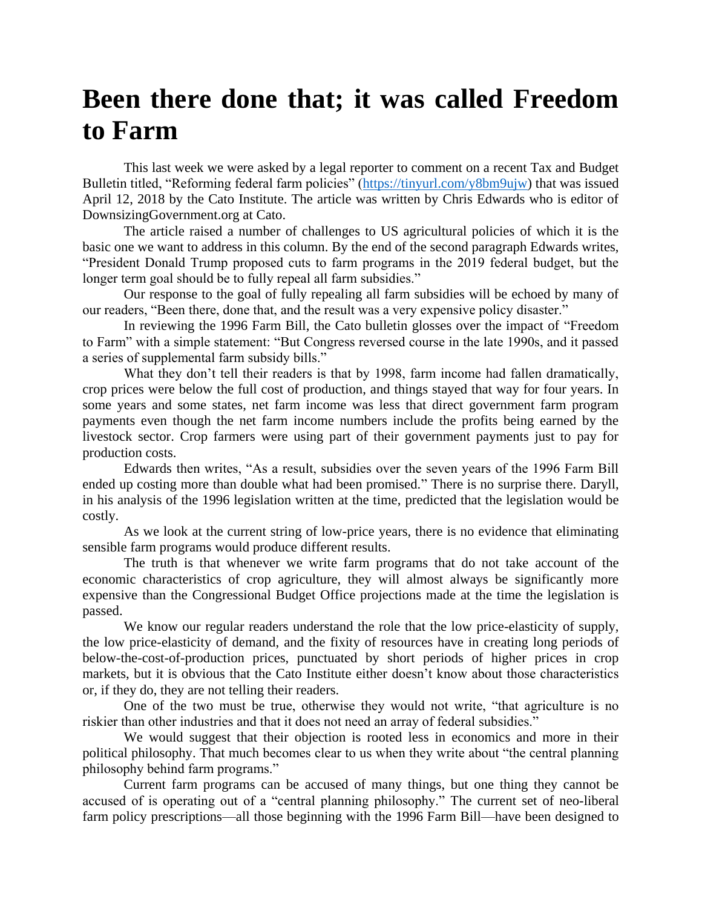# Been there done that; it was called Freedom to Farm

This last week we were asked by a legal reporter to comment on a recent Tax and Budget Bulletin titled, "Reforming federal farm policies" (https://tinyurl.com/y8bm9ujw) that was issued April 12, 2018 by the Cato Institute. The article was written by Chris Edwards who is editor of DownsizingGovernment.org at Cato.

The article raised a number of challenges to US agricultural policies of which it is the basic one we want to address in this column. By the end of the second paragraph Edwards writes, "President Donald Trump proposed cuts to farm programs in the 2019 federal budget, but the longer term goal should be to fully repeal all farm subsidies."

Our response to the goal of fully repealing all farm subsidies will be echoed by many of our readers, "Been there, done that, and the result was a very expensive policy disaster."

In reviewing the 1996 Farm Bill, the Cato bulletin glosses over the impact of "Freedom to Farm" with a simple statement: "But Congress reversed course in the late 1990s, and it passed a series of supplemental farm subsidy bills."

What they don't tell their readers is that by 1998, farm income had fallen dramatically, crop prices were below the full cost of production, and things stayed that way for four years. In some years and some states, net farm income was less that direct government farm program payments even though the net farm income numbers include the profits being earned by the livestock sector. Crop farmers were using part of their government payments just to pay for production costs.

Edwards then writes, "As a result, subsidies over the seven years of the 1996 Farm Bill ended up costing more than double what had been promised." There is no surprise there. Daryll, in his analysis of the 1996 legislation written at the time, predicted that the legislation would be costly.

As we look at the current string of low-price years, there is no evidence that eliminating sensible farm programs would produce different results.

The truth is that whenever we write farm programs that do not take account of the economic characteristics of crop agriculture, they will almost always be significantly more expensive than the Congressional Budget Office projections made at the time the legislation is passed.

We know our regular readers understand the role that the low price-elasticity of supply, the low price-elasticity of demand, and the fixity of resources have in creating long periods of below-the-cost-of-production prices, punctuated by short periods of higher prices in crop markets, but it is obvious that the Cato Institute either doesn't know about those characteristics or, if they do, they are not telling their readers.

One of the two must be true, otherwise they would not write, "that agriculture is no riskier than other industries and that it does not need an array of federal subsidies."

We would suggest that their objection is rooted less in economics and more in their political philosophy. That much becomes clear to us when they write about "the central planning philosophy behind farm programs."

Current farm programs can be accused of many things, but one thing they cannot be accused of is operating out of a "central planning philosophy." The current set of neo-liberal farm policy prescriptions—all those beginning with the 1996 Farm Bill—have been designed to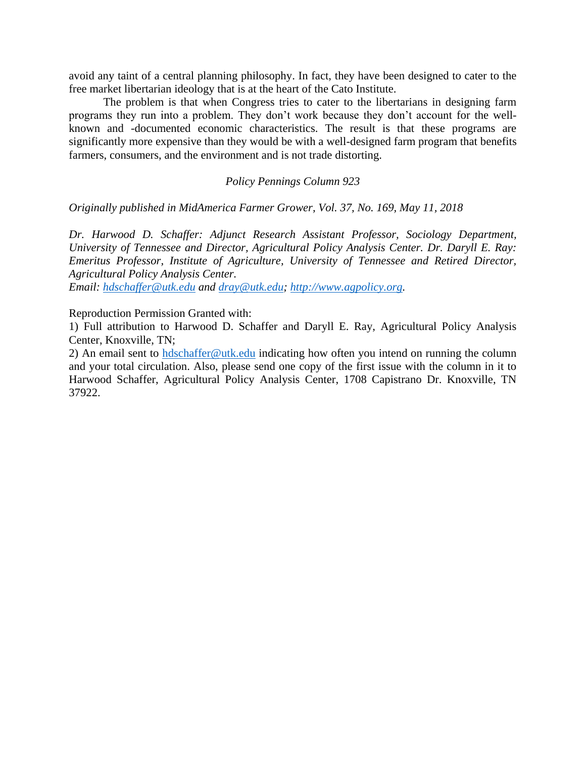avoid any taint of a central planning philosophy. In fact, they have been designed to cater to the free market libertarian ideology that is at the heart of the Cato Institute.

The problem is that when Congress tries to cater to the libertarians in designing farm programs they run into a problem. They don't work because they don't account for the well-known and -documented economic characteristics. The result is that these programs are significantly more expensive than they would be with a well-designed farm program that benefits farmers, consumers, and the environment and is not trade distorting.

*Policy Pennings Column 923*

*Originally published in MidAmerica Farmer Grower, Vol. 37, No. 169, May 11, 2018*

*Dr. Harwood D. Schaffer: Adjunct Research Assistant Professor, Sociology Department, University of Tennessee and Director, Agricultural Policy Analysis Center. Dr. Daryll E. Ray: Emeritus Professor, Institute of Agriculture, University of Tennessee and Retired Director, Agricultural Policy Analysis Center.*
*Email: hdschaffer@utk.edu and dray@utk.edu; http://www.agpolicy.org.*

Reproduction Permission Granted with:
1) Full attribution to Harwood D. Schaffer and Daryll E. Ray, Agricultural Policy Analysis Center, Knoxville, TN;
2) An email sent to hdschaffer@utk.edu indicating how often you intend on running the column and your total circulation. Also, please send one copy of the first issue with the column in it to Harwood Schaffer, Agricultural Policy Analysis Center, 1708 Capistrano Dr. Knoxville, TN 37922.